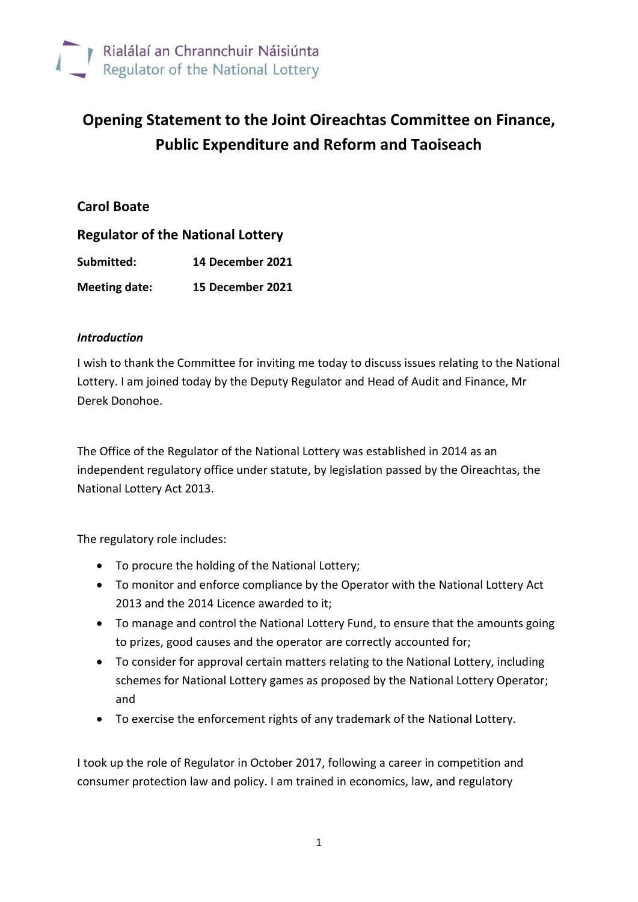Rialálaí an Chrannchuir Náisiúnta
Regulator of the National Lottery

# Opening Statement to the Joint Oireachtas Committee on Finance, Public Expenditure and Reform and Taoiseach

**Carol Boate**

**Regulator of the National Lottery**

**Submitted:** 14 December 2021

**Meeting date:** 15 December 2021

***Introduction***

I wish to thank the Committee for inviting me today to discuss issues relating to the National Lottery. I am joined today by the Deputy Regulator and Head of Audit and Finance, Mr Derek Donohoe.

The Office of the Regulator of the National Lottery was established in 2014 as an independent regulatory office under statute, by legislation passed by the Oireachtas, the National Lottery Act 2013.

The regulatory role includes:

- To procure the holding of the National Lottery;
- To monitor and enforce compliance by the Operator with the National Lottery Act 2013 and the 2014 Licence awarded to it;
- To manage and control the National Lottery Fund, to ensure that the amounts going to prizes, good causes and the operator are correctly accounted for;
- To consider for approval certain matters relating to the National Lottery, including schemes for National Lottery games as proposed by the National Lottery Operator; and
- To exercise the enforcement rights of any trademark of the National Lottery.

I took up the role of Regulator in October 2017, following a career in competition and consumer protection law and policy. I am trained in economics, law, and regulatory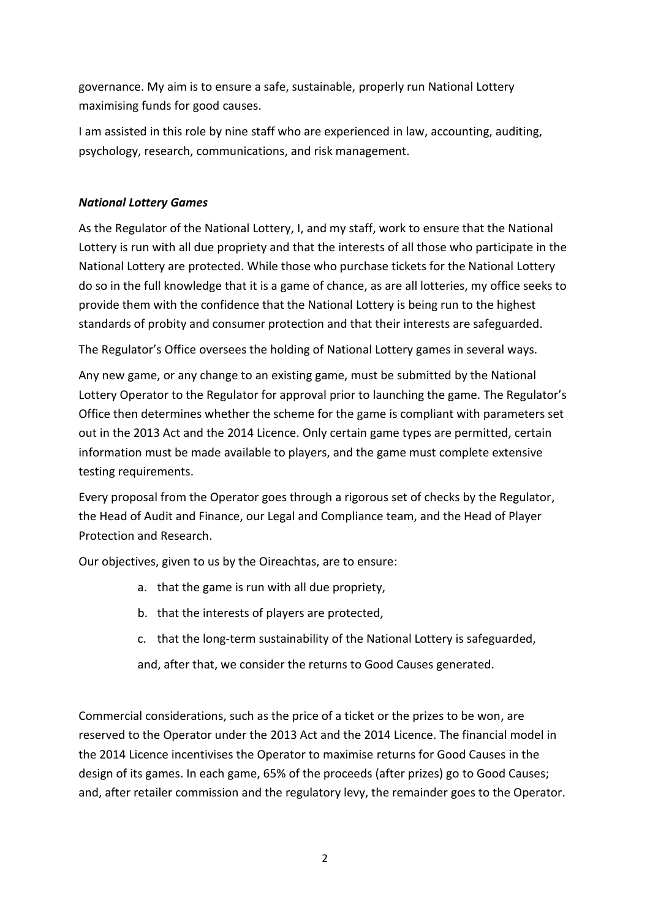governance. My aim is to ensure a safe, sustainable, properly run National Lottery maximising funds for good causes.

I am assisted in this role by nine staff who are experienced in law, accounting, auditing, psychology, research, communications, and risk management.

### ***National Lottery Games***

As the Regulator of the National Lottery, I, and my staff, work to ensure that the National Lottery is run with all due propriety and that the interests of all those who participate in the National Lottery are protected. While those who purchase tickets for the National Lottery do so in the full knowledge that it is a game of chance, as are all lotteries, my office seeks to provide them with the confidence that the National Lottery is being run to the highest standards of probity and consumer protection and that their interests are safeguarded.

The Regulator's Office oversees the holding of National Lottery games in several ways.

Any new game, or any change to an existing game, must be submitted by the National Lottery Operator to the Regulator for approval prior to launching the game. The Regulator's Office then determines whether the scheme for the game is compliant with parameters set out in the 2013 Act and the 2014 Licence. Only certain game types are permitted, certain information must be made available to players, and the game must complete extensive testing requirements.

Every proposal from the Operator goes through a rigorous set of checks by the Regulator, the Head of Audit and Finance, our Legal and Compliance team, and the Head of Player Protection and Research.

Our objectives, given to us by the Oireachtas, are to ensure:

a. that the game is run with all due propriety,

b. that the interests of players are protected,

c. that the long-term sustainability of the National Lottery is safeguarded,

and, after that, we consider the returns to Good Causes generated.

Commercial considerations, such as the price of a ticket or the prizes to be won, are reserved to the Operator under the 2013 Act and the 2014 Licence. The financial model in the 2014 Licence incentivises the Operator to maximise returns for Good Causes in the design of its games. In each game, 65% of the proceeds (after prizes) go to Good Causes; and, after retailer commission and the regulatory levy, the remainder goes to the Operator.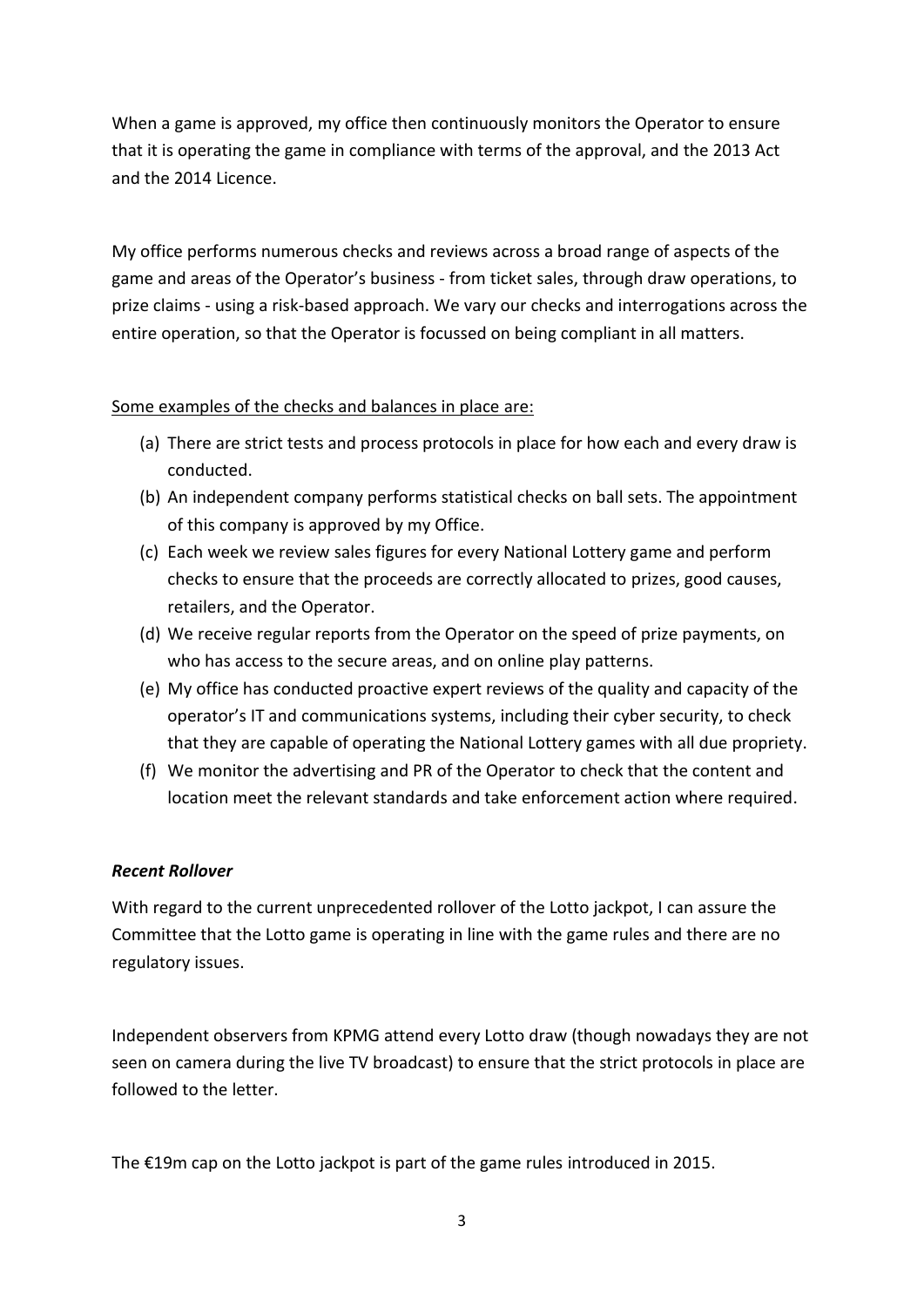When a game is approved, my office then continuously monitors the Operator to ensure that it is operating the game in compliance with terms of the approval, and the 2013 Act and the 2014 Licence.

My office performs numerous checks and reviews across a broad range of aspects of the game and areas of the Operator's business - from ticket sales, through draw operations, to prize claims - using a risk-based approach. We vary our checks and interrogations across the entire operation, so that the Operator is focussed on being compliant in all matters.

<u>Some examples of the checks and balances in place are:</u>

(a) There are strict tests and process protocols in place for how each and every draw is conducted.
(b) An independent company performs statistical checks on ball sets. The appointment of this company is approved by my Office.
(c) Each week we review sales figures for every National Lottery game and perform checks to ensure that the proceeds are correctly allocated to prizes, good causes, retailers, and the Operator.
(d) We receive regular reports from the Operator on the speed of prize payments, on who has access to the secure areas, and on online play patterns.
(e) My office has conducted proactive expert reviews of the quality and capacity of the operator's IT and communications systems, including their cyber security, to check that they are capable of operating the National Lottery games with all due propriety.
(f) We monitor the advertising and PR of the Operator to check that the content and location meet the relevant standards and take enforcement action where required.

***Recent Rollover***

With regard to the current unprecedented rollover of the Lotto jackpot, I can assure the Committee that the Lotto game is operating in line with the game rules and there are no regulatory issues.

Independent observers from KPMG attend every Lotto draw (though nowadays they are not seen on camera during the live TV broadcast) to ensure that the strict protocols in place are followed to the letter.

The €19m cap on the Lotto jackpot is part of the game rules introduced in 2015.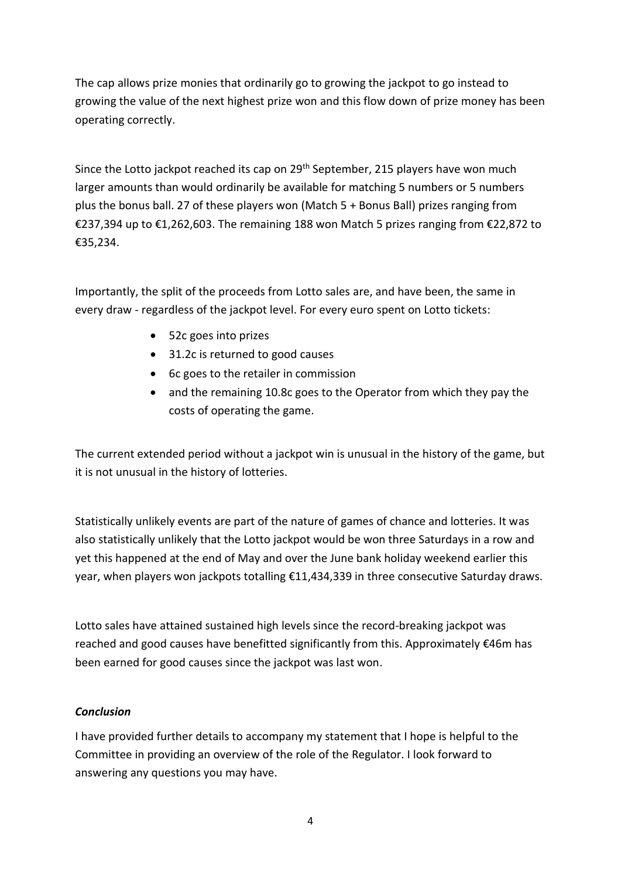The cap allows prize monies that ordinarily go to growing the jackpot to go instead to growing the value of the next highest prize won and this flow down of prize money has been operating correctly.

Since the Lotto jackpot reached its cap on 29th September, 215 players have won much larger amounts than would ordinarily be available for matching 5 numbers or 5 numbers plus the bonus ball. 27 of these players won (Match 5 + Bonus Ball) prizes ranging from €237,394 up to €1,262,603. The remaining 188 won Match 5 prizes ranging from €22,872 to €35,234.

Importantly, the split of the proceeds from Lotto sales are, and have been, the same in every draw - regardless of the jackpot level. For every euro spent on Lotto tickets:

- 52c goes into prizes
- 31.2c is returned to good causes
- 6c goes to the retailer in commission
- and the remaining 10.8c goes to the Operator from which they pay the costs of operating the game.

The current extended period without a jackpot win is unusual in the history of the game, but it is not unusual in the history of lotteries.

Statistically unlikely events are part of the nature of games of chance and lotteries. It was also statistically unlikely that the Lotto jackpot would be won three Saturdays in a row and yet this happened at the end of May and over the June bank holiday weekend earlier this year, when players won jackpots totalling €11,434,339 in three consecutive Saturday draws.

Lotto sales have attained sustained high levels since the record-breaking jackpot was reached and good causes have benefitted significantly from this. Approximately €46m has been earned for good causes since the jackpot was last won.

***Conclusion***

I have provided further details to accompany my statement that I hope is helpful to the Committee in providing an overview of the role of the Regulator. I look forward to answering any questions you may have.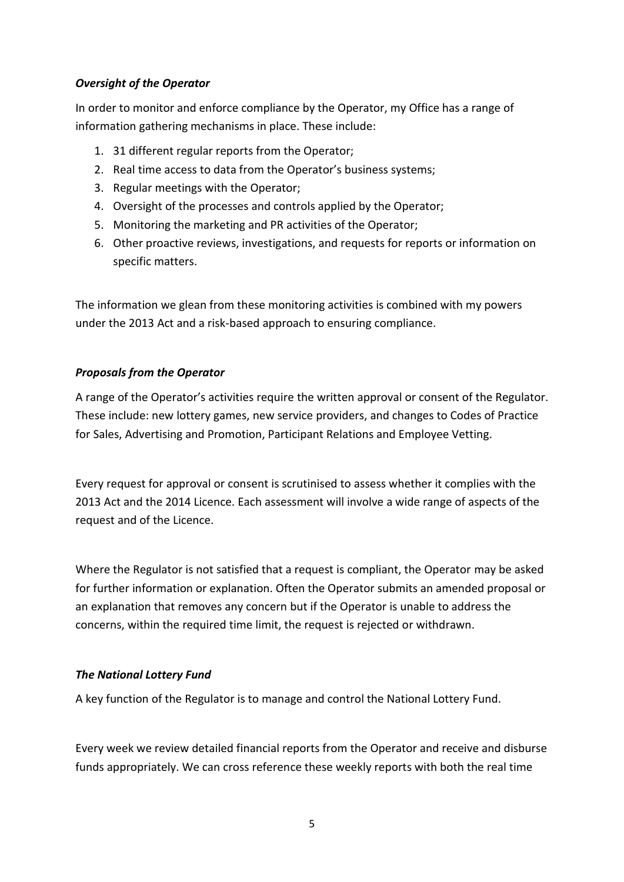### *Oversight of the Operator*

In order to monitor and enforce compliance by the Operator, my Office has a range of information gathering mechanisms in place. These include:

1. 31 different regular reports from the Operator;
2. Real time access to data from the Operator's business systems;
3. Regular meetings with the Operator;
4. Oversight of the processes and controls applied by the Operator;
5. Monitoring the marketing and PR activities of the Operator;
6. Other proactive reviews, investigations, and requests for reports or information on specific matters.

The information we glean from these monitoring activities is combined with my powers under the 2013 Act and a risk-based approach to ensuring compliance.

### *Proposals from the Operator*

A range of the Operator's activities require the written approval or consent of the Regulator. These include: new lottery games, new service providers, and changes to Codes of Practice for Sales, Advertising and Promotion, Participant Relations and Employee Vetting.

Every request for approval or consent is scrutinised to assess whether it complies with the 2013 Act and the 2014 Licence. Each assessment will involve a wide range of aspects of the request and of the Licence.

Where the Regulator is not satisfied that a request is compliant, the Operator may be asked for further information or explanation. Often the Operator submits an amended proposal or an explanation that removes any concern but if the Operator is unable to address the concerns, within the required time limit, the request is rejected or withdrawn.

### *The National Lottery Fund*

A key function of the Regulator is to manage and control the National Lottery Fund.

Every week we review detailed financial reports from the Operator and receive and disburse funds appropriately. We can cross reference these weekly reports with both the real time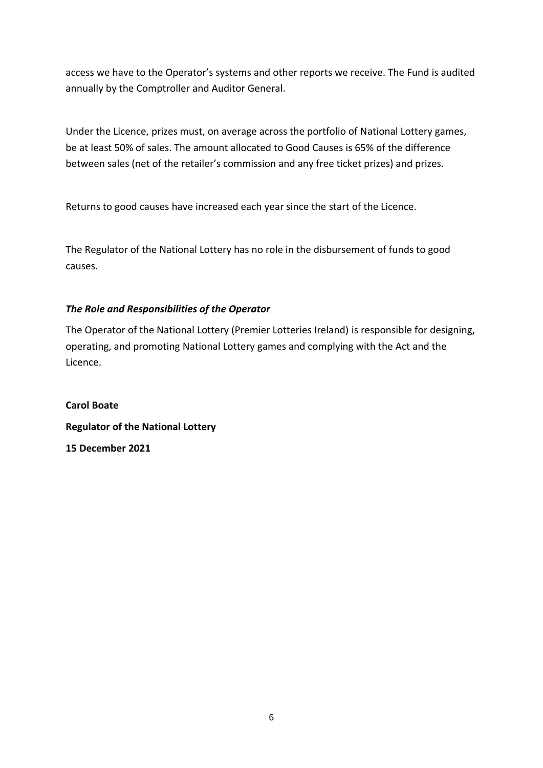access we have to the Operator's systems and other reports we receive. The Fund is audited annually by the Comptroller and Auditor General.

Under the Licence, prizes must, on average across the portfolio of National Lottery games, be at least 50% of sales. The amount allocated to Good Causes is 65% of the difference between sales (net of the retailer's commission and any free ticket prizes) and prizes.

Returns to good causes have increased each year since the start of the Licence.

The Regulator of the National Lottery has no role in the disbursement of funds to good causes.

***The Role and Responsibilities of the Operator***

The Operator of the National Lottery (Premier Lotteries Ireland) is responsible for designing, operating, and promoting National Lottery games and complying with the Act and the Licence.

**Carol Boate**

**Regulator of the National Lottery**

**15 December 2021**